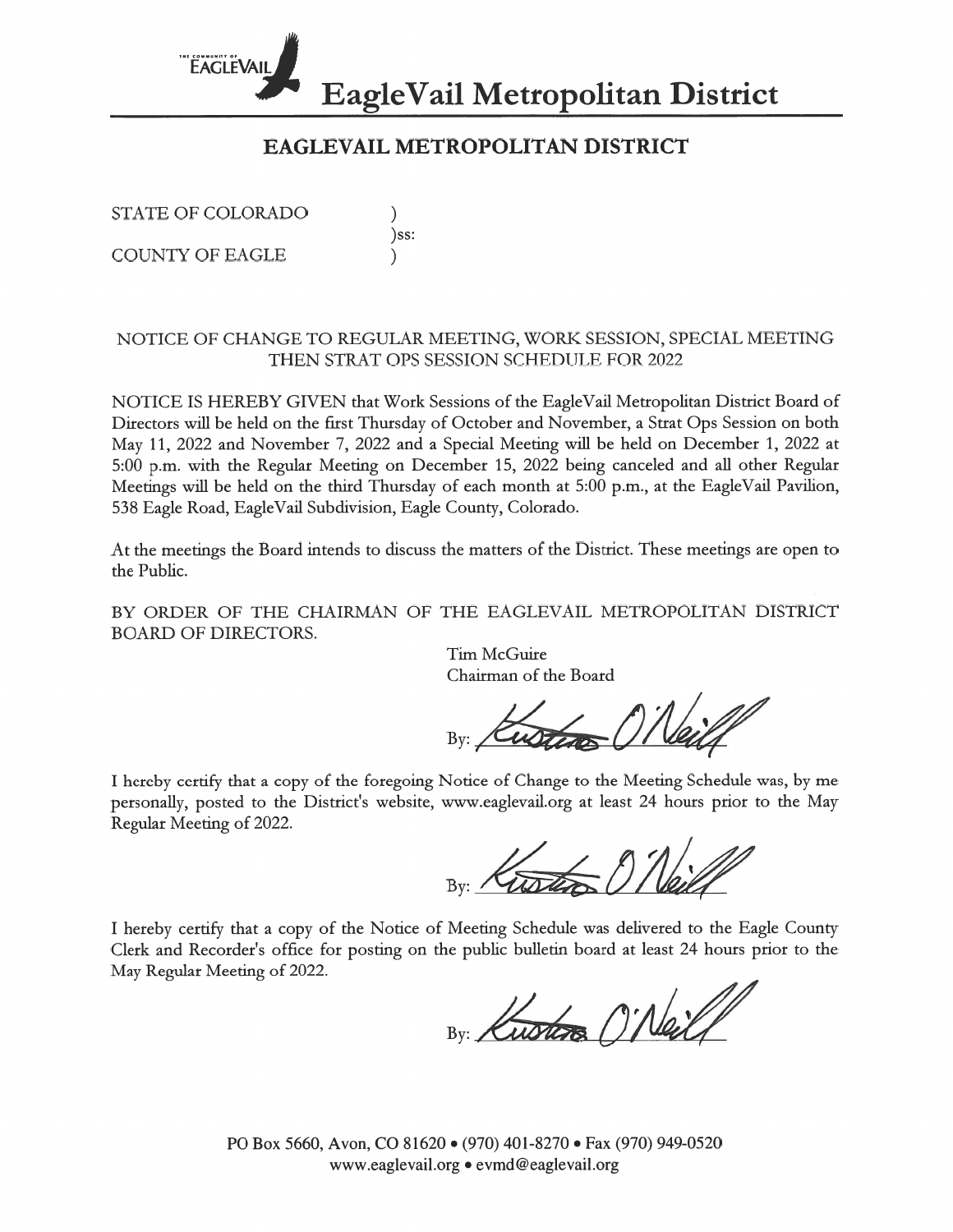# EagleVail Metropolitan District

## EAGLEVAIL METROPOLITAN DISTRICT

STATE OF COLORADO )
)ss:
COUNTY OF EAGLE )

NOTICE OF CHANGE TO REGULAR MEETING, WORK SESSION, SPECIAL MEETING THEN STRAT OPS SESSION SCHEDULE FOR 2022

NOTICE IS HEREBY GIVEN that Work Sessions of the EagleVail Metropolitan District Board of Directors will be held on the first Thursday of October and November, a Strat Ops Session on both May 11, 2022 and November 7, 2022 and a Special Meeting will be held on December 1, 2022 at 5:00 p.m. with the Regular Meeting on December 15, 2022 being canceled and all other Regular Meetings will be held on the third Thursday of each month at 5:00 p.m., at the EagleVail Pavilion, 538 Eagle Road, EagleVail Subdivision, Eagle County, Colorado.

At the meetings the Board intends to discuss the matters of the District. These meetings are open to the Public.

BY ORDER OF THE CHAIRMAN OF THE EAGLEVAIL METROPOLITAN DISTRICT BOARD OF DIRECTORS.

Tim McGuire
Chairman of the Board

By: Kirsten O'Neill

I hereby certify that a copy of the foregoing Notice of Change to the Meeting Schedule was, by me personally, posted to the District's website, www.eaglevail.org at least 24 hours prior to the May Regular Meeting of 2022.

By: Kirsten O'Neill

I hereby certify that a copy of the Notice of Meeting Schedule was delivered to the Eagle County Clerk and Recorder's office for posting on the public bulletin board at least 24 hours prior to the May Regular Meeting of 2022.

By: Kirsten O'Neill

PO Box 5660, Avon, CO 81620 • (970) 401-8270 • Fax (970) 949-0520
www.eaglevail.org • evmd@eaglevail.org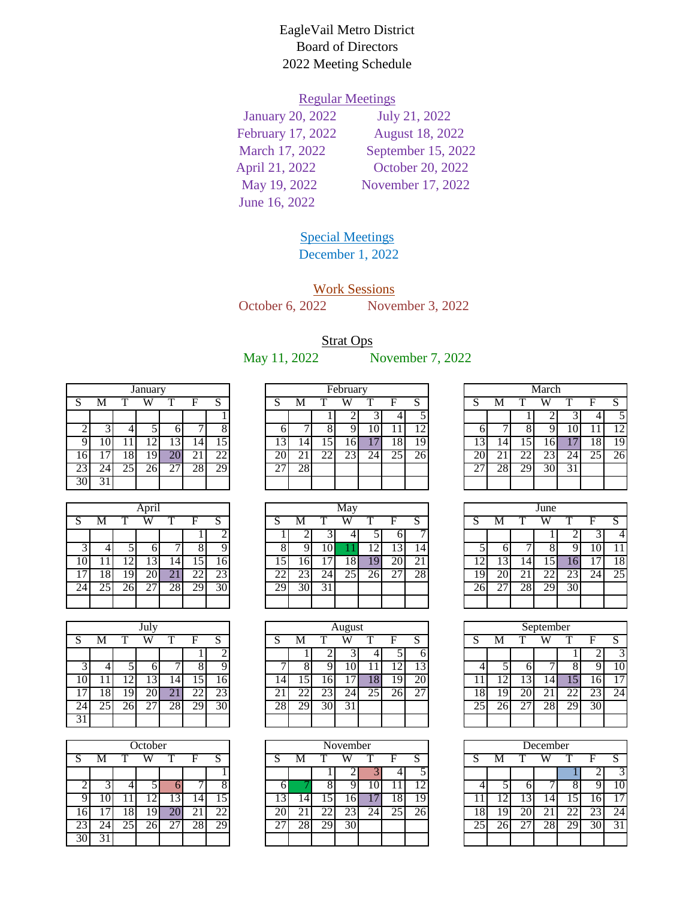# EagleVail Metro District
# Board of Directors
# 2022 Meeting Schedule

## Regular Meetings

January 20, 2022
February 17, 2022
March 17, 2022
April 21, 2022
May 19, 2022
June 16, 2022
July 21, 2022
August 18, 2022
September 15, 2022
October 20, 2022
November 17, 2022

## Special Meetings

December 1, 2022

## Work Sessions

October 6, 2022
November 3, 2022

## Strat Ops

May 11, 2022
November 7, 2022

**January**

| S | M | T | W | T | F | S |
|---|---|---|---|---|---|---|
| | | | | | | 1 |
| 2 | 3 | 4 | 5 | 6 | 7 | 8 |
| 9 | 10 | 11 | 12 | 13 | 14 | 15 |
| 16 | 17 | 18 | 19 | 20 | 21 | 22 |
| 23 | 24 | 25 | 26 | 27 | 28 | 29 |
| 30 | 31 | | | | | |

**February**

| S | M | T | W | T | F | S |
|---|---|---|---|---|---|---|
| | | 1 | 2 | 3 | 4 | 5 |
| 6 | 7 | 8 | 9 | 10 | 11 | 12 |
| 13 | 14 | 15 | 16 | 17 | 18 | 19 |
| 20 | 21 | 22 | 23 | 24 | 25 | 26 |
| 27 | 28 | | | | | |

**March**

| S | M | T | W | T | F | S |
|---|---|---|---|---|---|---|
| | | 1 | 2 | 3 | 4 | 5 |
| 6 | 7 | 8 | 9 | 10 | 11 | 12 |
| 13 | 14 | 15 | 16 | 17 | 18 | 19 |
| 20 | 21 | 22 | 23 | 24 | 25 | 26 |
| 27 | 28 | 29 | 30 | 31 | | |

**April**

| S | M | T | W | T | F | S |
|---|---|---|---|---|---|---|
| | | | | | 1 | 2 |
| 3 | 4 | 5 | 6 | 7 | 8 | 9 |
| 10 | 11 | 12 | 13 | 14 | 15 | 16 |
| 17 | 18 | 19 | 20 | 21 | 22 | 23 |
| 24 | 25 | 26 | 27 | 28 | 29 | 30 |

**May**

| S | M | T | W | T | F | S |
|---|---|---|---|---|---|---|
| 1 | 2 | 3 | 4 | 5 | 6 | 7 |
| 8 | 9 | 10 | 11 | 12 | 13 | 14 |
| 15 | 16 | 17 | 18 | 19 | 20 | 21 |
| 22 | 23 | 24 | 25 | 26 | 27 | 28 |
| 29 | 30 | 31 | | | | |

**June**

| S | M | T | W | T | F | S |
|---|---|---|---|---|---|---|
| | | | 1 | 2 | 3 | 4 |
| 5 | 6 | 7 | 8 | 9 | 10 | 11 |
| 12 | 13 | 14 | 15 | 16 | 17 | 18 |
| 19 | 20 | 21 | 22 | 23 | 24 | 25 |
| 26 | 27 | 28 | 29 | 30 | | |

**July**

| S | M | T | W | T | F | S |
|---|---|---|---|---|---|---|
| | | | | | 1 | 2 |
| 3 | 4 | 5 | 6 | 7 | 8 | 9 |
| 10 | 11 | 12 | 13 | 14 | 15 | 16 |
| 17 | 18 | 19 | 20 | 21 | 22 | 23 |
| 24 | 25 | 26 | 27 | 28 | 29 | 30 |
| 31 | | | | | | |

**August**

| S | M | T | W | T | F | S |
|---|---|---|---|---|---|---|
| | 1 | 2 | 3 | 4 | 5 | 6 |
| 7 | 8 | 9 | 10 | 11 | 12 | 13 |
| 14 | 15 | 16 | 17 | 18 | 19 | 20 |
| 21 | 22 | 23 | 24 | 25 | 26 | 27 |
| 28 | 29 | 30 | 31 | | | |

**September**

| S | M | T | W | T | F | S |
|---|---|---|---|---|---|---|
| | | | | 1 | 2 | 3 |
| 4 | 5 | 6 | 7 | 8 | 9 | 10 |
| 11 | 12 | 13 | 14 | 15 | 16 | 17 |
| 18 | 19 | 20 | 21 | 22 | 23 | 24 |
| 25 | 26 | 27 | 28 | 29 | 30 | |

**October**

| S | M | T | W | T | F | S |
|---|---|---|---|---|---|---|
| | | | | | | 1 |
| 2 | 3 | 4 | 5 | 6 | 7 | 8 |
| 9 | 10 | 11 | 12 | 13 | 14 | 15 |
| 16 | 17 | 18 | 19 | 20 | 21 | 22 |
| 23 | 24 | 25 | 26 | 27 | 28 | 29 |
| 30 | 31 | | | | | |

**November**

| S | M | T | W | T | F | S |
|---|---|---|---|---|---|---|
| | | 1 | 2 | 3 | 4 | 5 |
| 6 | 7 | 8 | 9 | 10 | 11 | 12 |
| 13 | 14 | 15 | 16 | 17 | 18 | 19 |
| 20 | 21 | 22 | 23 | 24 | 25 | 26 |
| 27 | 28 | 29 | 30 | | | |

**December**

| S | M | T | W | T | F | S |
|---|---|---|---|---|---|---|
| | | | | 1 | 2 | 3 |
| 4 | 5 | 6 | 7 | 8 | 9 | 10 |
| 11 | 12 | 13 | 14 | 15 | 16 | 17 |
| 18 | 19 | 20 | 21 | 22 | 23 | 24 |
| 25 | 26 | 27 | 28 | 29 | 30 | 31 |